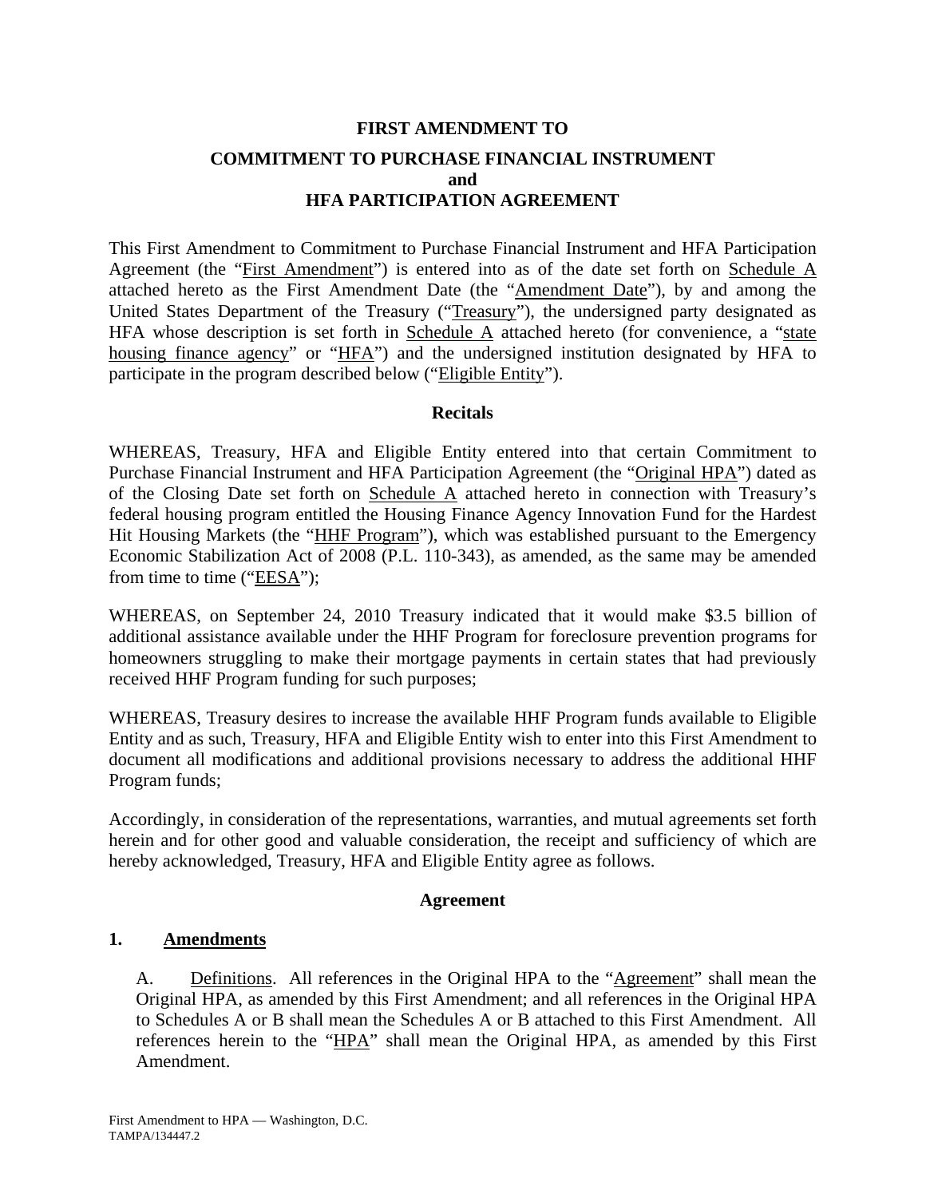**FIRST AMENDMENT TO**

**COMMITMENT TO PURCHASE FINANCIAL INSTRUMENT**
**and**
**HFA PARTICIPATION AGREEMENT**

This First Amendment to Commitment to Purchase Financial Instrument and HFA Participation Agreement (the "First Amendment") is entered into as of the date set forth on Schedule A attached hereto as the First Amendment Date (the "Amendment Date"), by and among the United States Department of the Treasury ("Treasury"), the undersigned party designated as HFA whose description is set forth in Schedule A attached hereto (for convenience, a "state housing finance agency" or "HFA") and the undersigned institution designated by HFA to participate in the program described below ("Eligible Entity").

**Recitals**

WHEREAS, Treasury, HFA and Eligible Entity entered into that certain Commitment to Purchase Financial Instrument and HFA Participation Agreement (the "Original HPA") dated as of the Closing Date set forth on Schedule A attached hereto in connection with Treasury's federal housing program entitled the Housing Finance Agency Innovation Fund for the Hardest Hit Housing Markets (the "HHF Program"), which was established pursuant to the Emergency Economic Stabilization Act of 2008 (P.L. 110-343), as amended, as the same may be amended from time to time ("EESA");

WHEREAS, on September 24, 2010 Treasury indicated that it would make $3.5 billion of additional assistance available under the HHF Program for foreclosure prevention programs for homeowners struggling to make their mortgage payments in certain states that had previously received HHF Program funding for such purposes;

WHEREAS, Treasury desires to increase the available HHF Program funds available to Eligible Entity and as such, Treasury, HFA and Eligible Entity wish to enter into this First Amendment to document all modifications and additional provisions necessary to address the additional HHF Program funds;

Accordingly, in consideration of the representations, warranties, and mutual agreements set forth herein and for other good and valuable consideration, the receipt and sufficiency of which are hereby acknowledged, Treasury, HFA and Eligible Entity agree as follows.

**Agreement**

**1. Amendments**

A. Definitions. All references in the Original HPA to the "Agreement" shall mean the Original HPA, as amended by this First Amendment; and all references in the Original HPA to Schedules A or B shall mean the Schedules A or B attached to this First Amendment. All references herein to the "HPA" shall mean the Original HPA, as amended by this First Amendment.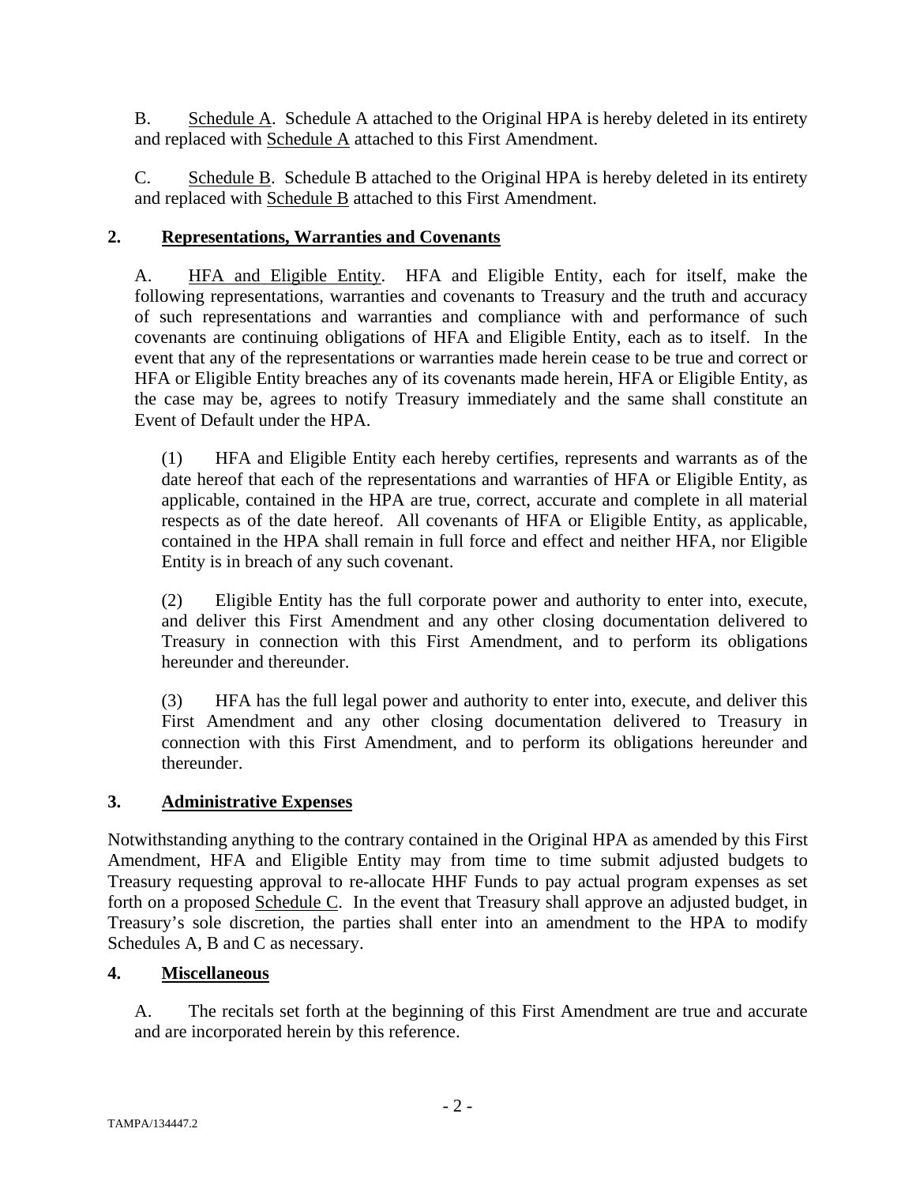B. Schedule A. Schedule A attached to the Original HPA is hereby deleted in its entirety and replaced with Schedule A attached to this First Amendment.

C. Schedule B. Schedule B attached to the Original HPA is hereby deleted in its entirety and replaced with Schedule B attached to this First Amendment.

## 2. Representations, Warranties and Covenants

A. HFA and Eligible Entity. HFA and Eligible Entity, each for itself, make the following representations, warranties and covenants to Treasury and the truth and accuracy of such representations and warranties and compliance with and performance of such covenants are continuing obligations of HFA and Eligible Entity, each as to itself. In the event that any of the representations or warranties made herein cease to be true and correct or HFA or Eligible Entity breaches any of its covenants made herein, HFA or Eligible Entity, as the case may be, agrees to notify Treasury immediately and the same shall constitute an Event of Default under the HPA.

(1) HFA and Eligible Entity each hereby certifies, represents and warrants as of the date hereof that each of the representations and warranties of HFA or Eligible Entity, as applicable, contained in the HPA are true, correct, accurate and complete in all material respects as of the date hereof. All covenants of HFA or Eligible Entity, as applicable, contained in the HPA shall remain in full force and effect and neither HFA, nor Eligible Entity is in breach of any such covenant.

(2) Eligible Entity has the full corporate power and authority to enter into, execute, and deliver this First Amendment and any other closing documentation delivered to Treasury in connection with this First Amendment, and to perform its obligations hereunder and thereunder.

(3) HFA has the full legal power and authority to enter into, execute, and deliver this First Amendment and any other closing documentation delivered to Treasury in connection with this First Amendment, and to perform its obligations hereunder and thereunder.

## 3. Administrative Expenses

Notwithstanding anything to the contrary contained in the Original HPA as amended by this First Amendment, HFA and Eligible Entity may from time to time submit adjusted budgets to Treasury requesting approval to re-allocate HHF Funds to pay actual program expenses as set forth on a proposed Schedule C. In the event that Treasury shall approve an adjusted budget, in Treasury's sole discretion, the parties shall enter into an amendment to the HPA to modify Schedules A, B and C as necessary.

## 4. Miscellaneous

A. The recitals set forth at the beginning of this First Amendment are true and accurate and are incorporated herein by this reference.

TAMPA/134447.2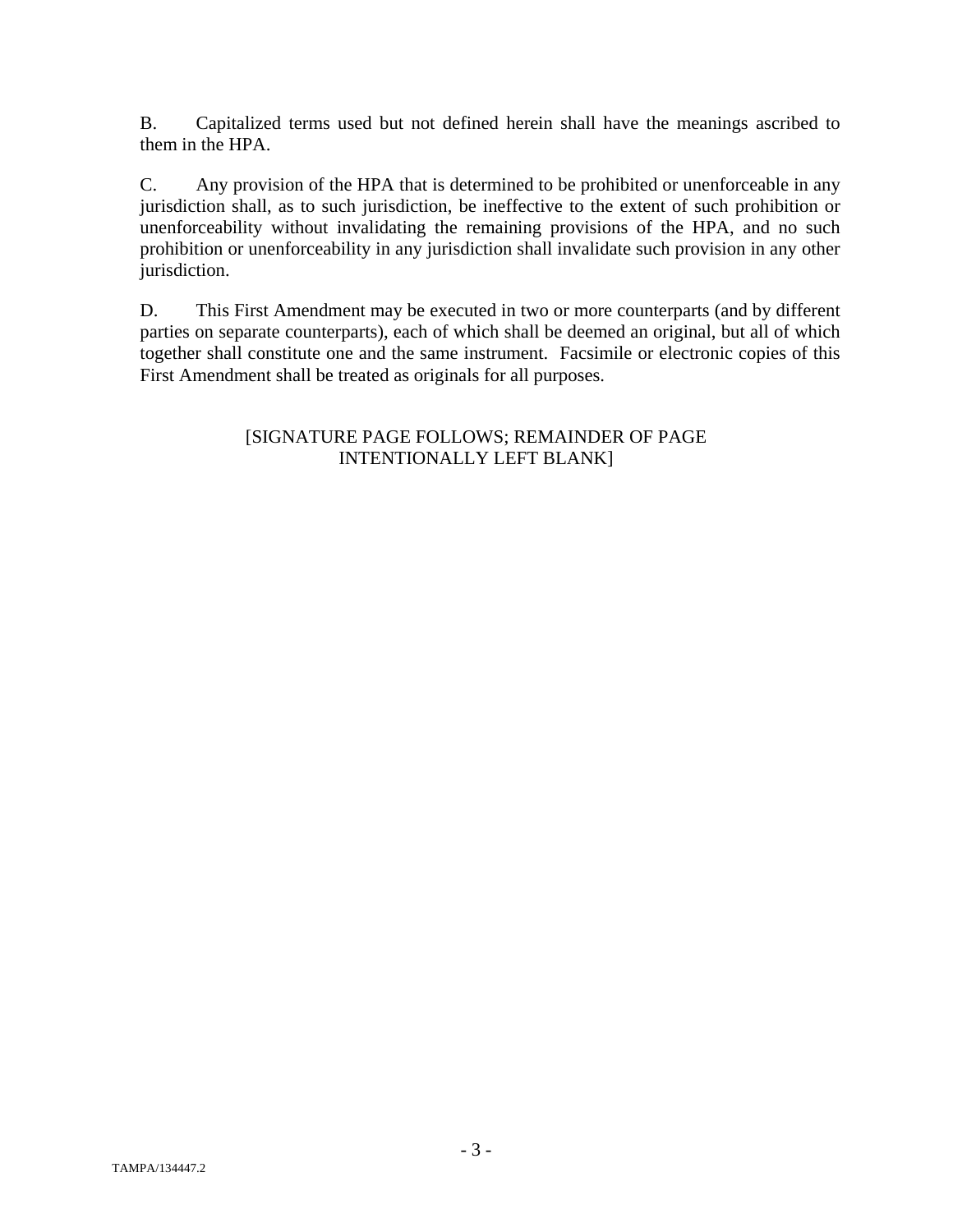B. Capitalized terms used but not defined herein shall have the meanings ascribed to them in the HPA.

C. Any provision of the HPA that is determined to be prohibited or unenforceable in any jurisdiction shall, as to such jurisdiction, be ineffective to the extent of such prohibition or unenforceability without invalidating the remaining provisions of the HPA, and no such prohibition or unenforceability in any jurisdiction shall invalidate such provision in any other jurisdiction.

D. This First Amendment may be executed in two or more counterparts (and by different parties on separate counterparts), each of which shall be deemed an original, but all of which together shall constitute one and the same instrument. Facsimile or electronic copies of this First Amendment shall be treated as originals for all purposes.

[SIGNATURE PAGE FOLLOWS; REMAINDER OF PAGE INTENTIONALLY LEFT BLANK]

TAMPA/134447.2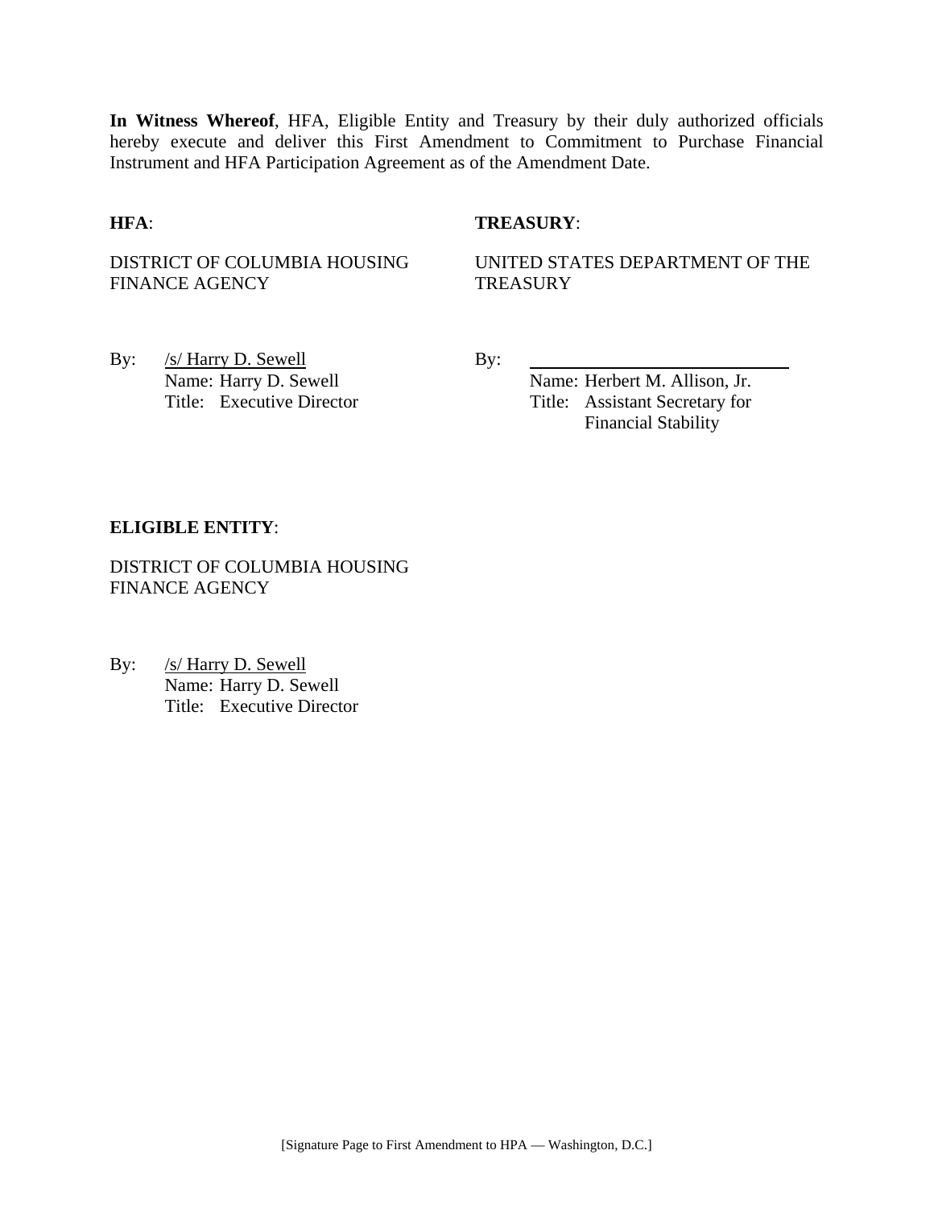**In Witness Whereof**, HFA, Eligible Entity and Treasury by their duly authorized officials hereby execute and deliver this First Amendment to Commitment to Purchase Financial Instrument and HFA Participation Agreement as of the Amendment Date.

**HFA**:

DISTRICT OF COLUMBIA HOUSING FINANCE AGENCY

By: /s/ Harry D. Sewell
Name: Harry D. Sewell
Title: Executive Director

**TREASURY**:

UNITED STATES DEPARTMENT OF THE TREASURY

By: ______________________________
Name: Herbert M. Allison, Jr.
Title: Assistant Secretary for Financial Stability

**ELIGIBLE ENTITY**:

DISTRICT OF COLUMBIA HOUSING FINANCE AGENCY

By: /s/ Harry D. Sewell
Name: Harry D. Sewell
Title: Executive Director

[Signature Page to First Amendment to HPA — Washington, D.C.]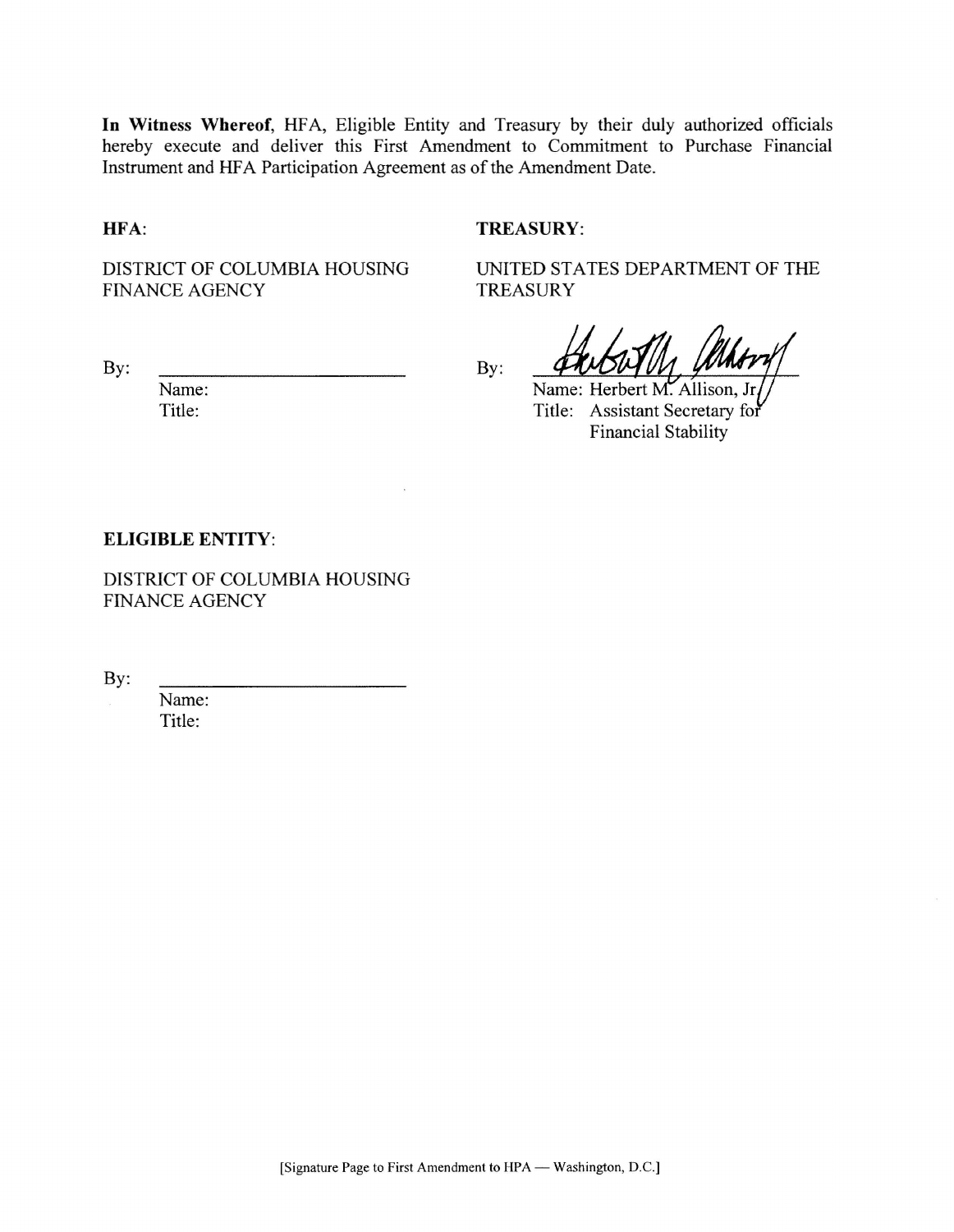**In Witness Whereof**, HFA, Eligible Entity and Treasury by their duly authorized officials hereby execute and deliver this First Amendment to Commitment to Purchase Financial Instrument and HFA Participation Agreement as of the Amendment Date.

**HFA**:

DISTRICT OF COLUMBIA HOUSING FINANCE AGENCY

By: \_\_\_\_\_\_\_\_\_\_\_\_\_\_\_\_\_\_\_\_\_\_\_\_\_\_
Name:
Title:

**TREASURY**:

UNITED STATES DEPARTMENT OF THE TREASURY

By: \_\_\_\_\_\_\_\_\_\_\_\_\_\_\_\_\_\_\_\_\_\_\_\_\_\_
Name: Herbert M. Allison, Jr.
Title: Assistant Secretary for Financial Stability

**ELIGIBLE ENTITY**:

DISTRICT OF COLUMBIA HOUSING FINANCE AGENCY

By: \_\_\_\_\_\_\_\_\_\_\_\_\_\_\_\_\_\_\_\_\_\_\_\_\_\_
Name:
Title:

[Signature Page to First Amendment to HPA — Washington, D.C.]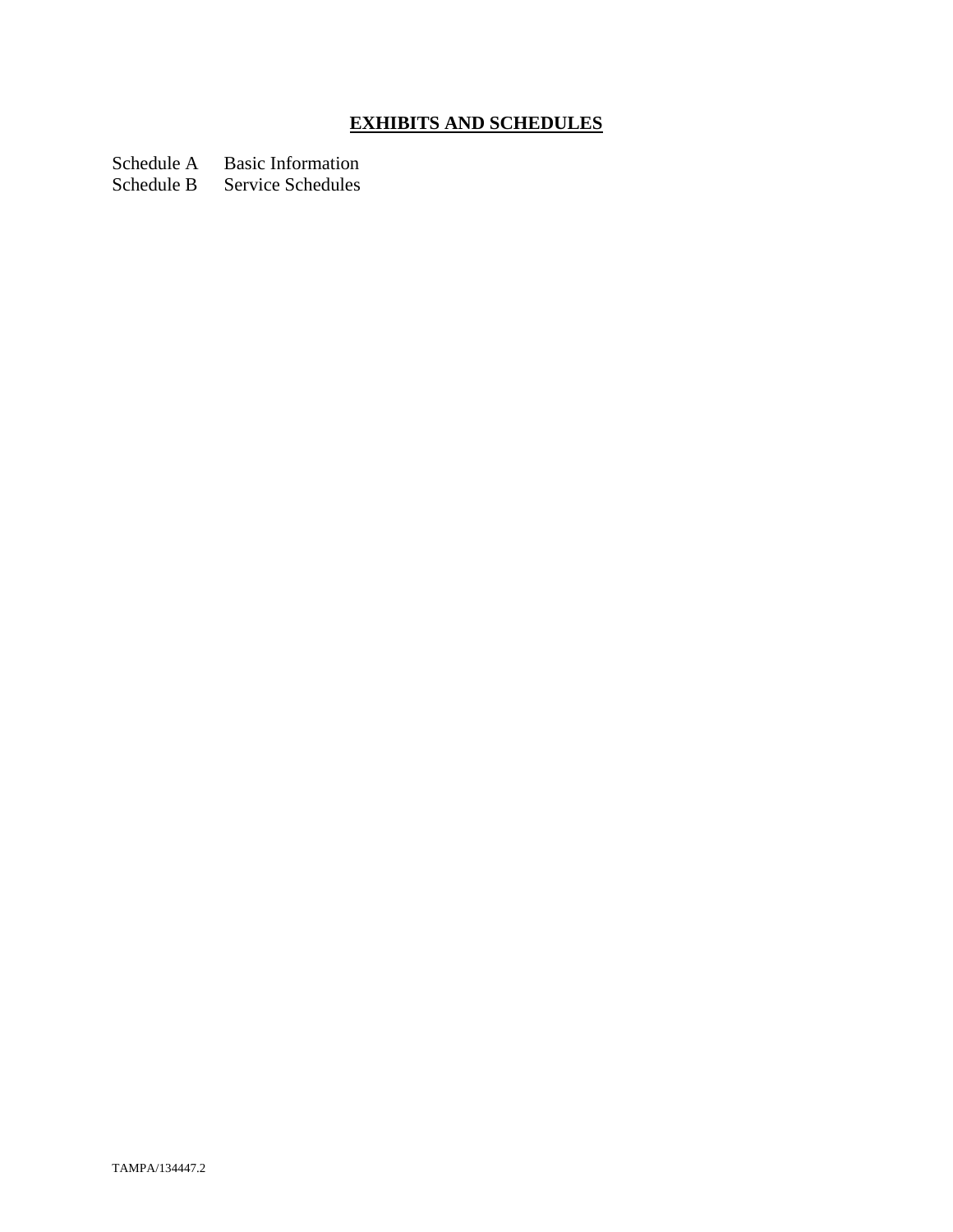# **EXHIBITS AND SCHEDULES**

Schedule A Basic Information
Schedule B Service Schedules

TAMPA/134447.2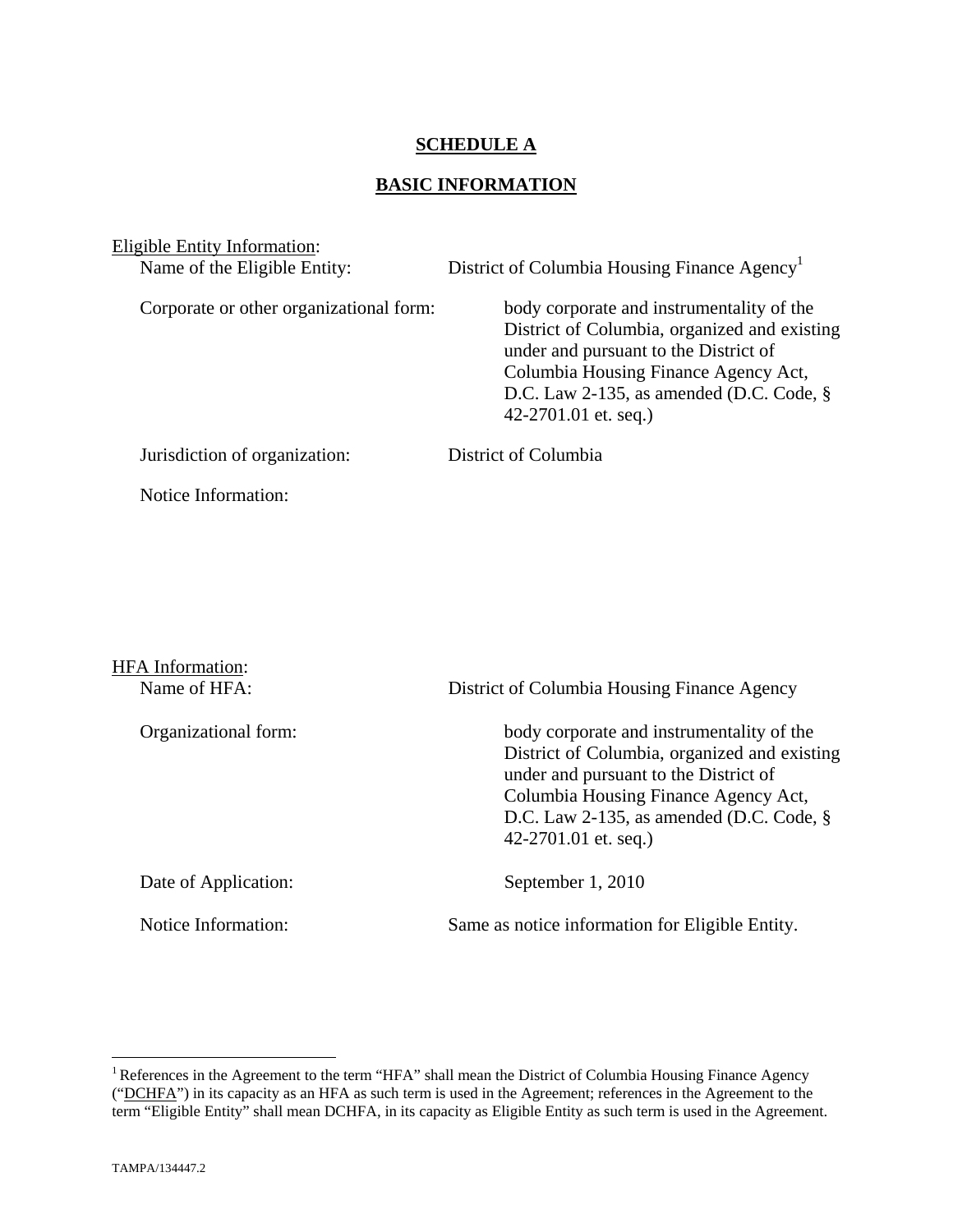# SCHEDULE A

## BASIC INFORMATION

Eligible Entity Information:

Name of the Eligible Entity: District of Columbia Housing Finance Agency[1]

Corporate or other organizational form: body corporate and instrumentality of the District of Columbia, organized and existing under and pursuant to the District of Columbia Housing Finance Agency Act, D.C. Law 2-135, as amended (D.C. Code, § 42-2701.01 et. seq.)

Jurisdiction of organization: District of Columbia

Notice Information:

HFA Information:

Name of HFA: District of Columbia Housing Finance Agency

Organizational form: body corporate and instrumentality of the District of Columbia, organized and existing under and pursuant to the District of Columbia Housing Finance Agency Act, D.C. Law 2-135, as amended (D.C. Code, § 42-2701.01 et. seq.)

Date of Application: September 1, 2010

Notice Information: Same as notice information for Eligible Entity.

---

[1] References in the Agreement to the term "HFA" shall mean the District of Columbia Housing Finance Agency ("DCHFA") in its capacity as an HFA as such term is used in the Agreement; references in the Agreement to the term "Eligible Entity" shall mean DCHFA, in its capacity as Eligible Entity as such term is used in the Agreement.

TAMPA/134447.2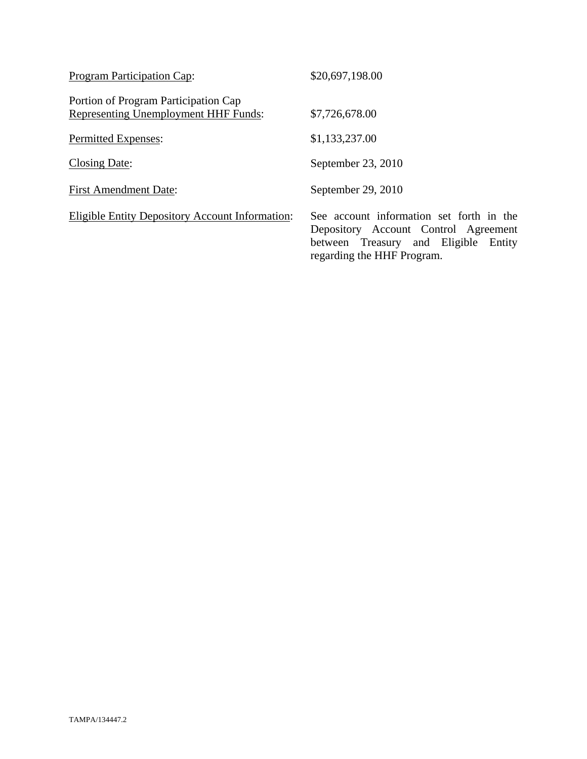| | |
|---|---|
| <u>Program Participation Cap</u>: | \$20,697,198.00 |
| Portion of Program Participation Cap <u>Representing Unemployment HHF Funds</u>: | \$7,726,678.00 |
| <u>Permitted Expenses</u>: | \$1,133,237.00 |
| <u>Closing Date</u>: | September 23, 2010 |
| <u>First Amendment Date</u>: | September 29, 2010 |
| <u>Eligible Entity Depository Account Information</u>: | See account information set forth in the Depository Account Control Agreement between Treasury and Eligible Entity regarding the HHF Program. |

TAMPA/134447.2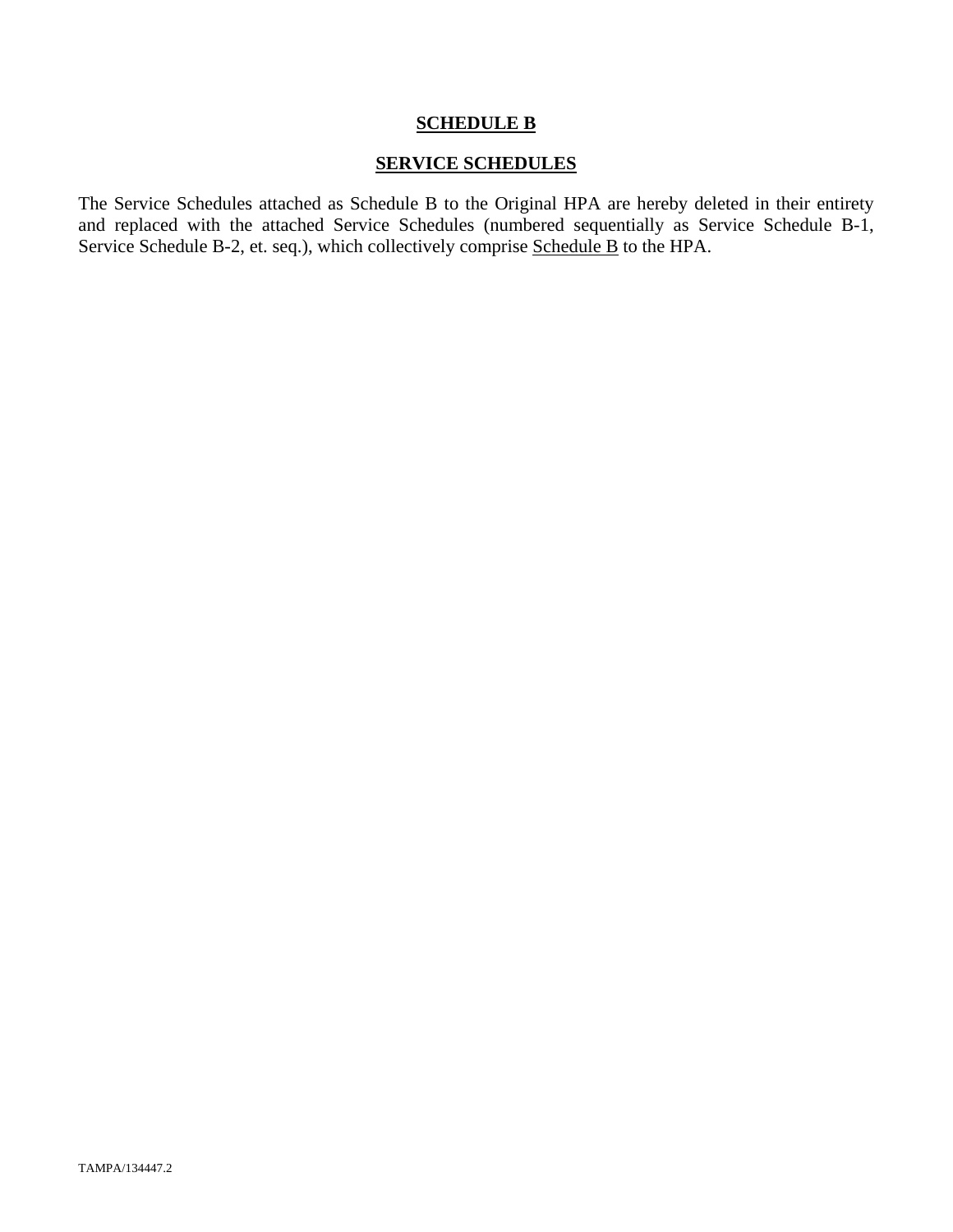# **SCHEDULE B**

## **SERVICE SCHEDULES**

The Service Schedules attached as Schedule B to the Original HPA are hereby deleted in their entirety and replaced with the attached Service Schedules (numbered sequentially as Service Schedule B-1, Service Schedule B-2, et. seq.), which collectively comprise Schedule B to the HPA.

TAMPA/134447.2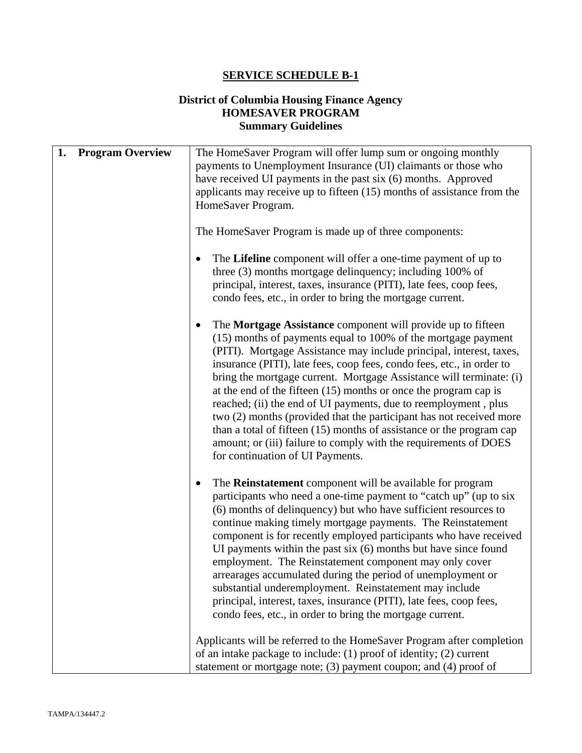## SERVICE SCHEDULE B-1

### District of Columbia Housing Finance Agency
### HOMESAVER PROGRAM
### Summary Guidelines

| 1. Program Overview | The HomeSaver Program will offer lump sum or ongoing monthly payments to Unemployment Insurance (UI) claimants or those who have received UI payments in the past six (6) months. Approved applicants may receive up to fifteen (15) months of assistance from the HomeSaver Program.<br><br>The HomeSaver Program is made up of three components:<br><br>• The **Lifeline** component will offer a one-time payment of up to three (3) months mortgage delinquency; including 100% of principal, interest, taxes, insurance (PITI), late fees, coop fees, condo fees, etc., in order to bring the mortgage current.<br><br>• The **Mortgage Assistance** component will provide up to fifteen (15) months of payments equal to 100% of the mortgage payment (PITI). Mortgage Assistance may include principal, interest, taxes, insurance (PITI), late fees, coop fees, condo fees, etc., in order to bring the mortgage current. Mortgage Assistance will terminate: (i) at the end of the fifteen (15) months or once the program cap is reached; (ii) the end of UI payments, due to reemployment , plus two (2) months (provided that the participant has not received more than a total of fifteen (15) months of assistance or the program cap amount; or (iii) failure to comply with the requirements of DOES for continuation of UI Payments.<br><br>• The **Reinstatement** component will be available for program participants who need a one-time payment to "catch up" (up to six (6) months of delinquency) but who have sufficient resources to continue making timely mortgage payments. The Reinstatement component is for recently employed participants who have received UI payments within the past six (6) months but have since found employment. The Reinstatement component may only cover arrearages accumulated during the period of unemployment or substantial underemployment. Reinstatement may include principal, interest, taxes, insurance (PITI), late fees, coop fees, condo fees, etc., in order to bring the mortgage current.<br><br>Applicants will be referred to the HomeSaver Program after completion of an intake package to include: (1) proof of identity; (2) current statement or mortgage note; (3) payment coupon; and (4) proof of |
|---|---|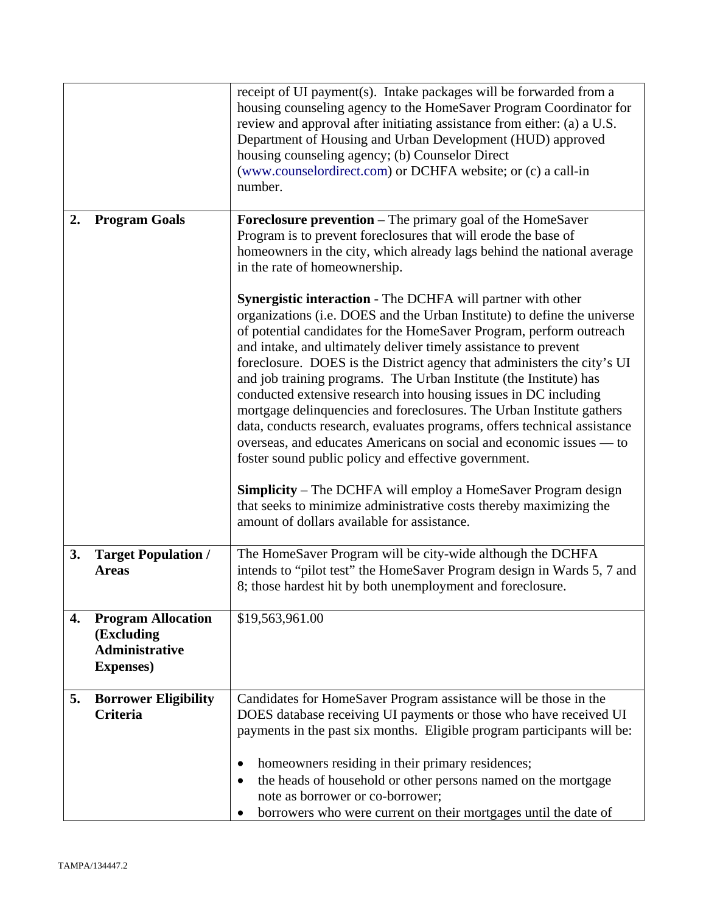| | | |
|---|---|---|
| | | receipt of UI payment(s). Intake packages will be forwarded from a housing counseling agency to the HomeSaver Program Coordinator for review and approval after initiating assistance from either: (a) a U.S. Department of Housing and Urban Development (HUD) approved housing counseling agency; (b) Counselor Direct (www.counselordirect.com) or DCHFA website; or (c) a call-in number. |
| **2.** | **Program Goals** | **Foreclosure prevention** – The primary goal of the HomeSaver Program is to prevent foreclosures that will erode the base of homeowners in the city, which already lags behind the national average in the rate of homeownership.<br><br>**Synergistic interaction** - The DCHFA will partner with other organizations (i.e. DOES and the Urban Institute) to define the universe of potential candidates for the HomeSaver Program, perform outreach and intake, and ultimately deliver timely assistance to prevent foreclosure. DOES is the District agency that administers the city's UI and job training programs. The Urban Institute (the Institute) has conducted extensive research into housing issues in DC including mortgage delinquencies and foreclosures. The Urban Institute gathers data, conducts research, evaluates programs, offers technical assistance overseas, and educates Americans on social and economic issues — to foster sound public policy and effective government.<br><br>**Simplicity** – The DCHFA will employ a HomeSaver Program design that seeks to minimize administrative costs thereby maximizing the amount of dollars available for assistance. |
| **3.** | **Target Population / Areas** | The HomeSaver Program will be city-wide although the DCHFA intends to "pilot test" the HomeSaver Program design in Wards 5, 7 and 8; those hardest hit by both unemployment and foreclosure. |
| **4.** | **Program Allocation (Excluding Administrative Expenses)** | $19,563,961.00 |
| **5.** | **Borrower Eligibility Criteria** | Candidates for HomeSaver Program assistance will be those in the DOES database receiving UI payments or those who have received UI payments in the past six months. Eligible program participants will be:<br><br>• homeowners residing in their primary residences;<br>• the heads of household or other persons named on the mortgage note as borrower or co-borrower;<br>• borrowers who were current on their mortgages until the date of |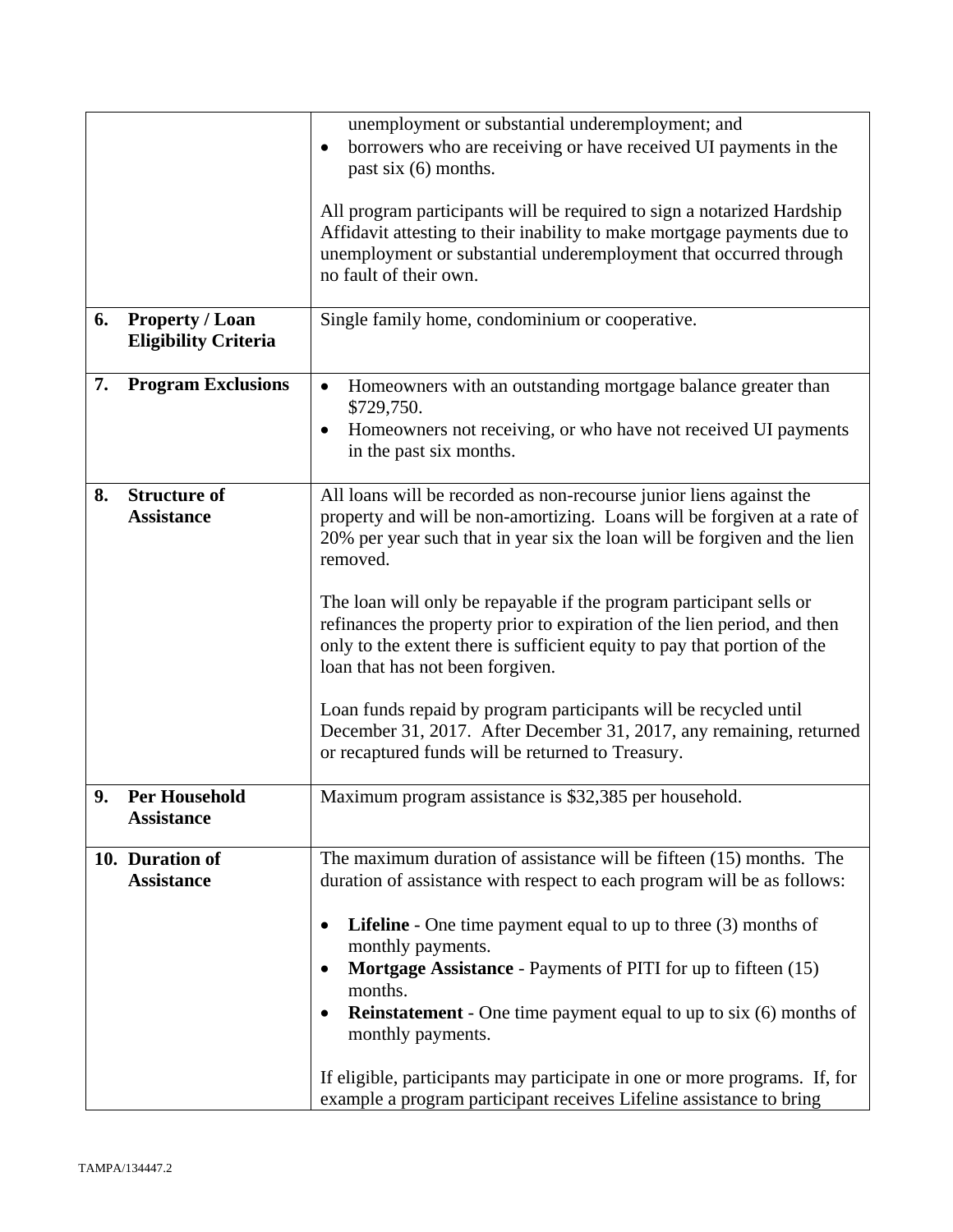| | |
|---|---|
| | unemployment or substantial underemployment; and<br>• borrowers who are receiving or have received UI payments in the past six (6) months.<br><br>All program participants will be required to sign a notarized Hardship Affidavit attesting to their inability to make mortgage payments due to unemployment or substantial underemployment that occurred through no fault of their own. |
| **6. Property / Loan Eligibility Criteria** | Single family home, condominium or cooperative. |
| **7. Program Exclusions** | • Homeowners with an outstanding mortgage balance greater than $729,750.<br>• Homeowners not receiving, or who have not received UI payments in the past six months. |
| **8. Structure of Assistance** | All loans will be recorded as non-recourse junior liens against the property and will be non-amortizing. Loans will be forgiven at a rate of 20% per year such that in year six the loan will be forgiven and the lien removed.<br><br>The loan will only be repayable if the program participant sells or refinances the property prior to expiration of the lien period, and then only to the extent there is sufficient equity to pay that portion of the loan that has not been forgiven.<br><br>Loan funds repaid by program participants will be recycled until December 31, 2017. After December 31, 2017, any remaining, returned or recaptured funds will be returned to Treasury. |
| **9. Per Household Assistance** | Maximum program assistance is $32,385 per household. |
| **10. Duration of Assistance** | The maximum duration of assistance will be fifteen (15) months. The duration of assistance with respect to each program will be as follows:<br><br>• **Lifeline** - One time payment equal to up to three (3) months of monthly payments.<br>• **Mortgage Assistance** - Payments of PITI for up to fifteen (15) months.<br>• **Reinstatement** - One time payment equal to up to six (6) months of monthly payments.<br><br>If eligible, participants may participate in one or more programs. If, for example a program participant receives Lifeline assistance to bring |

TAMPA/134447.2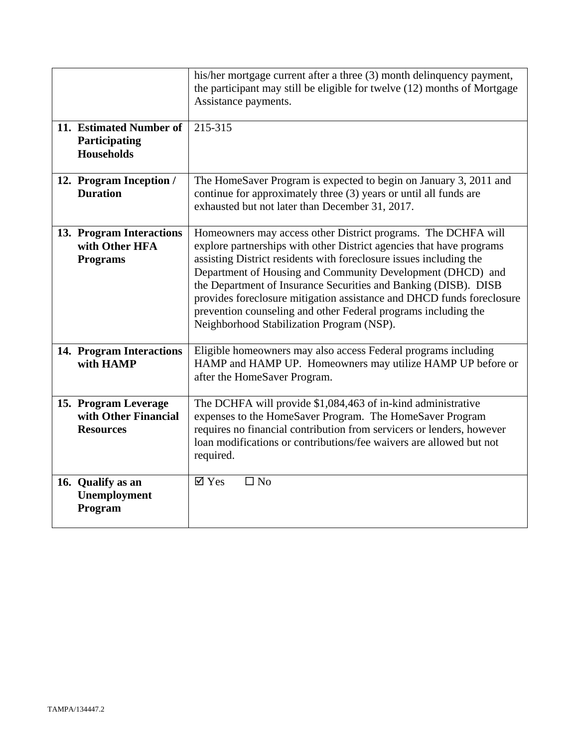| | |
|---|---|
| | his/her mortgage current after a three (3) month delinquency payment, the participant may still be eligible for twelve (12) months of Mortgage Assistance payments. |
| **11. Estimated Number of Participating Households** | 215-315 |
| **12. Program Inception / Duration** | The HomeSaver Program is expected to begin on January 3, 2011 and continue for approximately three (3) years or until all funds are exhausted but not later than December 31, 2017. |
| **13. Program Interactions with Other HFA Programs** | Homeowners may access other District programs. The DCHFA will explore partnerships with other District agencies that have programs assisting District residents with foreclosure issues including the Department of Housing and Community Development (DHCD) and the Department of Insurance Securities and Banking (DISB). DISB provides foreclosure mitigation assistance and DHCD funds foreclosure prevention counseling and other Federal programs including the Neighborhood Stabilization Program (NSP). |
| **14. Program Interactions with HAMP** | Eligible homeowners may also access Federal programs including HAMP and HAMP UP. Homeowners may utilize HAMP UP before or after the HomeSaver Program. |
| **15. Program Leverage with Other Financial Resources** | The DCHFA will provide $1,084,463 of in-kind administrative expenses to the HomeSaver Program. The HomeSaver Program requires no financial contribution from servicers or lenders, however loan modifications or contributions/fee waivers are allowed but not required. |
| **16. Qualify as an Unemployment Program** | ☑ Yes ☐ No |

TAMPA/134447.2